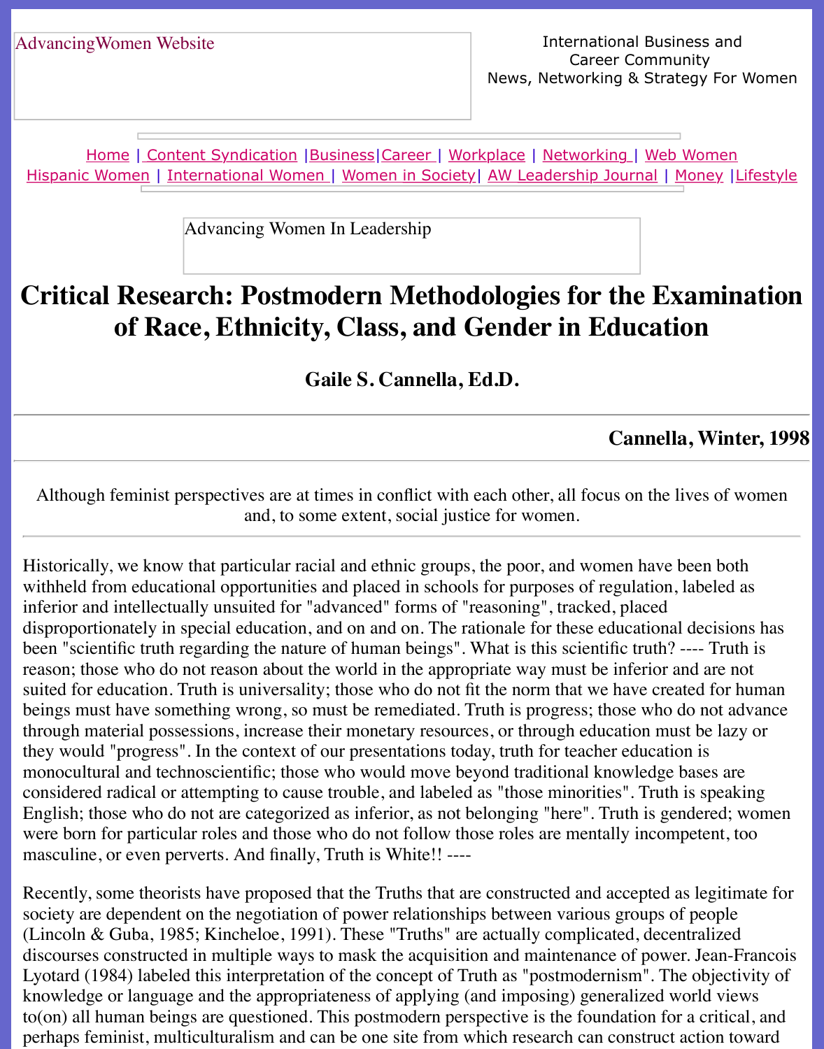AdvancingWomen Website

International Business and Career Community
News, Networking & Strategy For Women

Home | Content Syndication | Business | Career | Workplace | Networking | Web Women
Hispanic Women | International Women | Women in Society | AW Leadership Journal | Money | Lifestyle

Advancing Women In Leadership

# Critical Research: Postmodern Methodologies for the Examination of Race, Ethnicity, Class, and Gender in Education

### Gaile S. Cannella, Ed.D.

**Cannella, Winter, 1998**

Although feminist perspectives are at times in conflict with each other, all focus on the lives of women and, to some extent, social justice for women.

Historically, we know that particular racial and ethnic groups, the poor, and women have been both withheld from educational opportunities and placed in schools for purposes of regulation, labeled as inferior and intellectually unsuited for "advanced" forms of "reasoning", tracked, placed disproportionately in special education, and on and on. The rationale for these educational decisions has been "scientific truth regarding the nature of human beings". What is this scientific truth? ---- Truth is reason; those who do not reason about the world in the appropriate way must be inferior and are not suited for education. Truth is universality; those who do not fit the norm that we have created for human beings must have something wrong, so must be remediated. Truth is progress; those who do not advance through material possessions, increase their monetary resources, or through education must be lazy or they would "progress". In the context of our presentations today, truth for teacher education is monocultural and technoscientific; those who would move beyond traditional knowledge bases are considered radical or attempting to cause trouble, and labeled as "those minorities". Truth is speaking English; those who do not are categorized as inferior, as not belonging "here". Truth is gendered; women were born for particular roles and those who do not follow those roles are mentally incompetent, too masculine, or even perverts. And finally, Truth is White!! ----

Recently, some theorists have proposed that the Truths that are constructed and accepted as legitimate for society are dependent on the negotiation of power relationships between various groups of people (Lincoln & Guba, 1985; Kincheloe, 1991). These "Truths" are actually complicated, decentralized discourses constructed in multiple ways to mask the acquisition and maintenance of power. Jean-Francois Lyotard (1984) labeled this interpretation of the concept of Truth as "postmodernism". The objectivity of knowledge or language and the appropriateness of applying (and imposing) generalized world views to(on) all human beings are questioned. This postmodern perspective is the foundation for a critical, and perhaps feminist, multiculturalism and can be one site from which research can construct action toward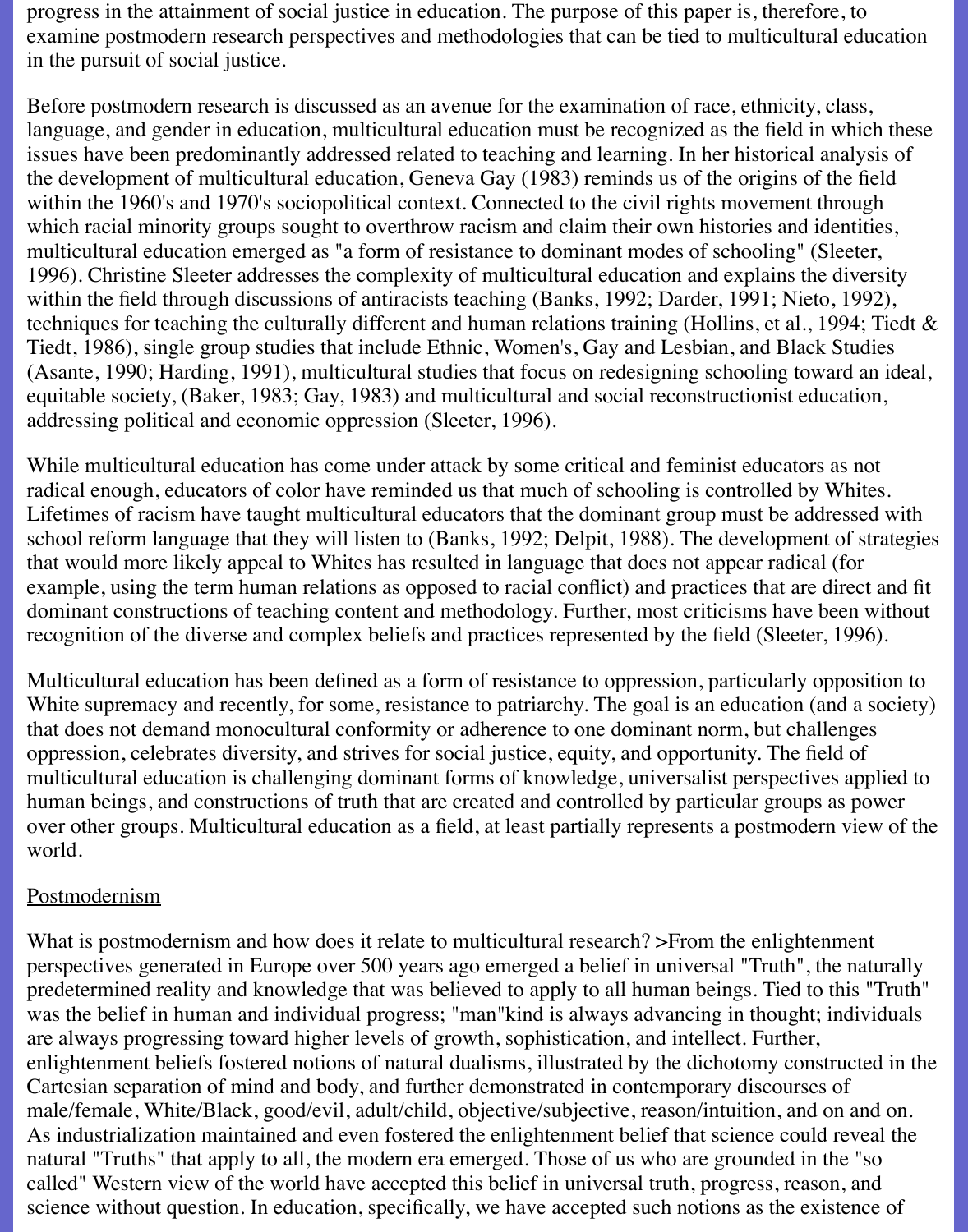progress in the attainment of social justice in education. The purpose of this paper is, therefore, to examine postmodern research perspectives and methodologies that can be tied to multicultural education in the pursuit of social justice.

Before postmodern research is discussed as an avenue for the examination of race, ethnicity, class, language, and gender in education, multicultural education must be recognized as the field in which these issues have been predominantly addressed related to teaching and learning. In her historical analysis of the development of multicultural education, Geneva Gay (1983) reminds us of the origins of the field within the 1960's and 1970's sociopolitical context. Connected to the civil rights movement through which racial minority groups sought to overthrow racism and claim their own histories and identities, multicultural education emerged as "a form of resistance to dominant modes of schooling" (Sleeter, 1996). Christine Sleeter addresses the complexity of multicultural education and explains the diversity within the field through discussions of antiracists teaching (Banks, 1992; Darder, 1991; Nieto, 1992), techniques for teaching the culturally different and human relations training (Hollins, et al., 1994; Tiedt & Tiedt, 1986), single group studies that include Ethnic, Women's, Gay and Lesbian, and Black Studies (Asante, 1990; Harding, 1991), multicultural studies that focus on redesigning schooling toward an ideal, equitable society, (Baker, 1983; Gay, 1983) and multicultural and social reconstructionist education, addressing political and economic oppression (Sleeter, 1996).

While multicultural education has come under attack by some critical and feminist educators as not radical enough, educators of color have reminded us that much of schooling is controlled by Whites. Lifetimes of racism have taught multicultural educators that the dominant group must be addressed with school reform language that they will listen to (Banks, 1992; Delpit, 1988). The development of strategies that would more likely appeal to Whites has resulted in language that does not appear radical (for example, using the term human relations as opposed to racial conflict) and practices that are direct and fit dominant constructions of teaching content and methodology. Further, most criticisms have been without recognition of the diverse and complex beliefs and practices represented by the field (Sleeter, 1996).

Multicultural education has been defined as a form of resistance to oppression, particularly opposition to White supremacy and recently, for some, resistance to patriarchy. The goal is an education (and a society) that does not demand monocultural conformity or adherence to one dominant norm, but challenges oppression, celebrates diversity, and strives for social justice, equity, and opportunity. The field of multicultural education is challenging dominant forms of knowledge, universalist perspectives applied to human beings, and constructions of truth that are created and controlled by particular groups as power over other groups. Multicultural education as a field, at least partially represents a postmodern view of the world.

## Postmodernism

What is postmodernism and how does it relate to multicultural research? >From the enlightenment perspectives generated in Europe over 500 years ago emerged a belief in universal "Truth", the naturally predetermined reality and knowledge that was believed to apply to all human beings. Tied to this "Truth" was the belief in human and individual progress; "man"kind is always advancing in thought; individuals are always progressing toward higher levels of growth, sophistication, and intellect. Further, enlightenment beliefs fostered notions of natural dualisms, illustrated by the dichotomy constructed in the Cartesian separation of mind and body, and further demonstrated in contemporary discourses of male/female, White/Black, good/evil, adult/child, objective/subjective, reason/intuition, and on and on. As industrialization maintained and even fostered the enlightenment belief that science could reveal the natural "Truths" that apply to all, the modern era emerged. Those of us who are grounded in the "so called" Western view of the world have accepted this belief in universal truth, progress, reason, and science without question. In education, specifically, we have accepted such notions as the existence of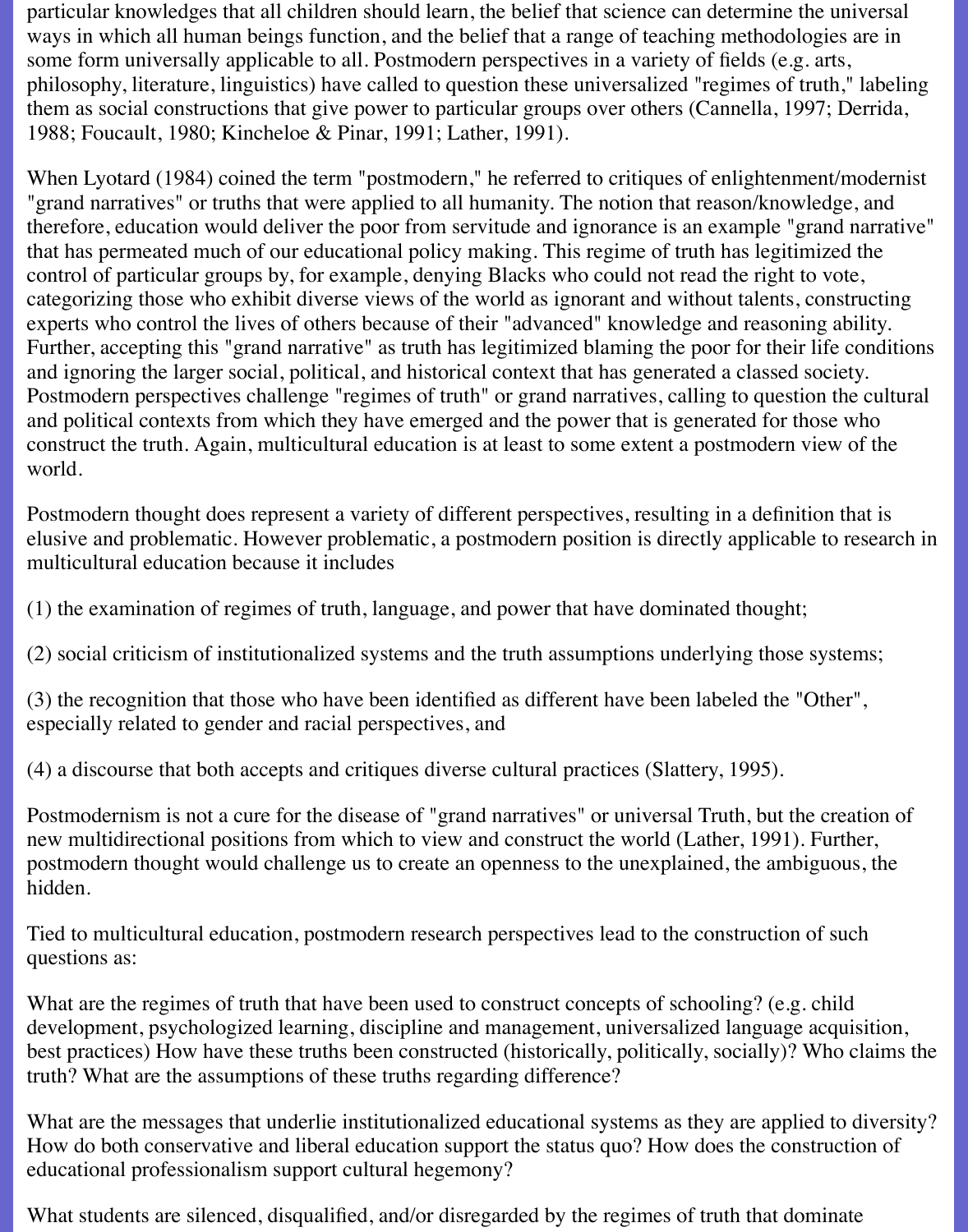particular knowledges that all children should learn, the belief that science can determine the universal ways in which all human beings function, and the belief that a range of teaching methodologies are in some form universally applicable to all. Postmodern perspectives in a variety of fields (e.g. arts, philosophy, literature, linguistics) have called to question these universalized "regimes of truth," labeling them as social constructions that give power to particular groups over others (Cannella, 1997; Derrida, 1988; Foucault, 1980; Kincheloe & Pinar, 1991; Lather, 1991).

When Lyotard (1984) coined the term "postmodern," he referred to critiques of enlightenment/modernist "grand narratives" or truths that were applied to all humanity. The notion that reason/knowledge, and therefore, education would deliver the poor from servitude and ignorance is an example "grand narrative" that has permeated much of our educational policy making. This regime of truth has legitimized the control of particular groups by, for example, denying Blacks who could not read the right to vote, categorizing those who exhibit diverse views of the world as ignorant and without talents, constructing experts who control the lives of others because of their "advanced" knowledge and reasoning ability. Further, accepting this "grand narrative" as truth has legitimized blaming the poor for their life conditions and ignoring the larger social, political, and historical context that has generated a classed society. Postmodern perspectives challenge "regimes of truth" or grand narratives, calling to question the cultural and political contexts from which they have emerged and the power that is generated for those who construct the truth. Again, multicultural education is at least to some extent a postmodern view of the world.

Postmodern thought does represent a variety of different perspectives, resulting in a definition that is elusive and problematic. However problematic, a postmodern position is directly applicable to research in multicultural education because it includes

(1) the examination of regimes of truth, language, and power that have dominated thought;

(2) social criticism of institutionalized systems and the truth assumptions underlying those systems;

(3) the recognition that those who have been identified as different have been labeled the "Other", especially related to gender and racial perspectives, and

(4) a discourse that both accepts and critiques diverse cultural practices (Slattery, 1995).

Postmodernism is not a cure for the disease of "grand narratives" or universal Truth, but the creation of new multidirectional positions from which to view and construct the world (Lather, 1991). Further, postmodern thought would challenge us to create an openness to the unexplained, the ambiguous, the hidden.

Tied to multicultural education, postmodern research perspectives lead to the construction of such questions as:

What are the regimes of truth that have been used to construct concepts of schooling? (e.g. child development, psychologized learning, discipline and management, universalized language acquisition, best practices) How have these truths been constructed (historically, politically, socially)? Who claims the truth? What are the assumptions of these truths regarding difference?

What are the messages that underlie institutionalized educational systems as they are applied to diversity? How do both conservative and liberal education support the status quo? How does the construction of educational professionalism support cultural hegemony?

What students are silenced, disqualified, and/or disregarded by the regimes of truth that dominate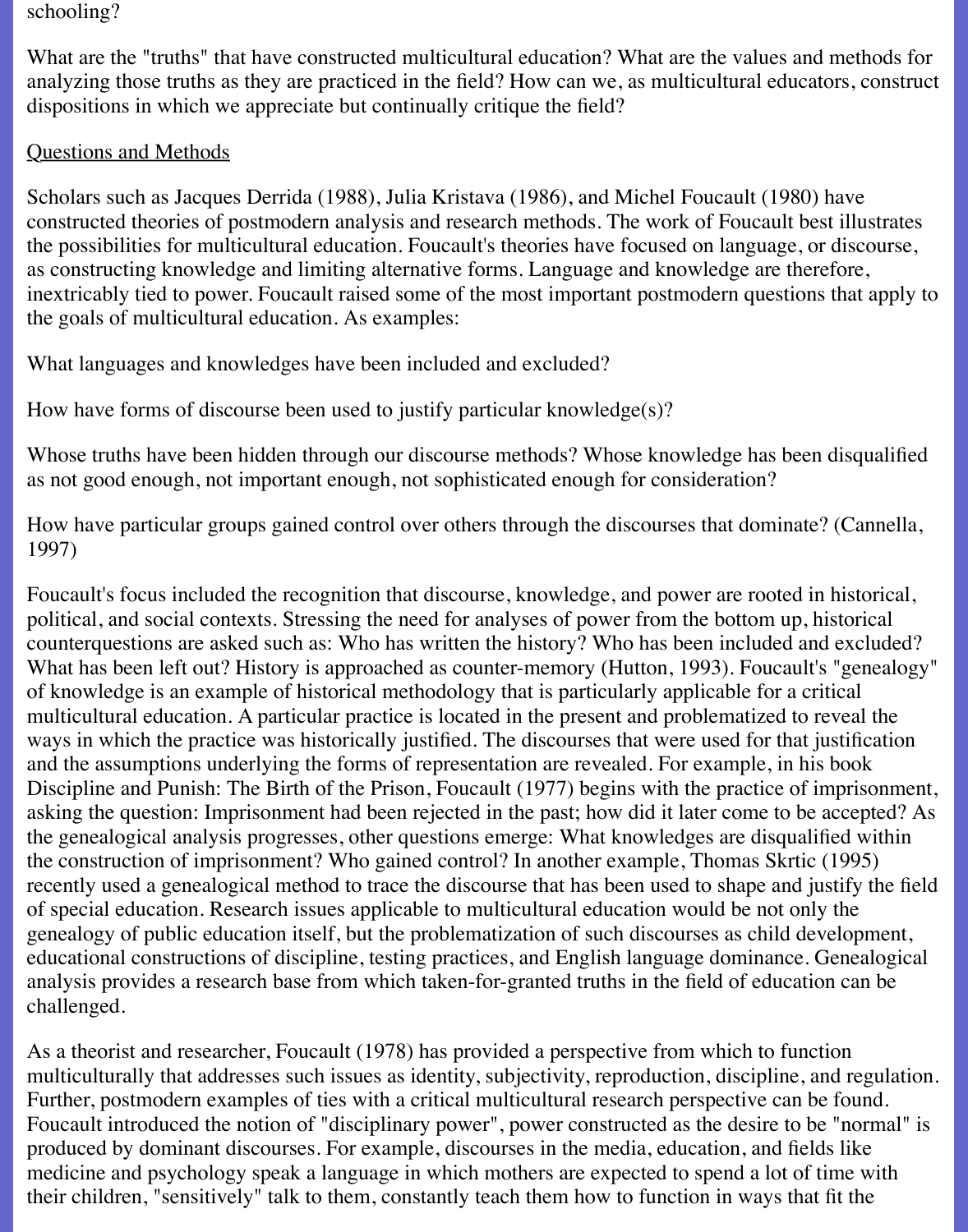schooling?

What are the "truths" that have constructed multicultural education? What are the values and methods for analyzing those truths as they are practiced in the field? How can we, as multicultural educators, construct dispositions in which we appreciate but continually critique the field?

## Questions and Methods

Scholars such as Jacques Derrida (1988), Julia Kristava (1986), and Michel Foucault (1980) have constructed theories of postmodern analysis and research methods. The work of Foucault best illustrates the possibilities for multicultural education. Foucault's theories have focused on language, or discourse, as constructing knowledge and limiting alternative forms. Language and knowledge are therefore, inextricably tied to power. Foucault raised some of the most important postmodern questions that apply to the goals of multicultural education. As examples:

What languages and knowledges have been included and excluded?

How have forms of discourse been used to justify particular knowledge(s)?

Whose truths have been hidden through our discourse methods? Whose knowledge has been disqualified as not good enough, not important enough, not sophisticated enough for consideration?

How have particular groups gained control over others through the discourses that dominate? (Cannella, 1997)

Foucault's focus included the recognition that discourse, knowledge, and power are rooted in historical, political, and social contexts. Stressing the need for analyses of power from the bottom up, historical counterquestions are asked such as: Who has written the history? Who has been included and excluded? What has been left out? History is approached as counter-memory (Hutton, 1993). Foucault's "genealogy" of knowledge is an example of historical methodology that is particularly applicable for a critical multicultural education. A particular practice is located in the present and problematized to reveal the ways in which the practice was historically justified. The discourses that were used for that justification and the assumptions underlying the forms of representation are revealed. For example, in his book Discipline and Punish: The Birth of the Prison, Foucault (1977) begins with the practice of imprisonment, asking the question: Imprisonment had been rejected in the past; how did it later come to be accepted? As the genealogical analysis progresses, other questions emerge: What knowledges are disqualified within the construction of imprisonment? Who gained control? In another example, Thomas Skrtic (1995) recently used a genealogical method to trace the discourse that has been used to shape and justify the field of special education. Research issues applicable to multicultural education would be not only the genealogy of public education itself, but the problematization of such discourses as child development, educational constructions of discipline, testing practices, and English language dominance. Genealogical analysis provides a research base from which taken-for-granted truths in the field of education can be challenged.

As a theorist and researcher, Foucault (1978) has provided a perspective from which to function multiculturally that addresses such issues as identity, subjectivity, reproduction, discipline, and regulation. Further, postmodern examples of ties with a critical multicultural research perspective can be found. Foucault introduced the notion of "disciplinary power", power constructed as the desire to be "normal" is produced by dominant discourses. For example, discourses in the media, education, and fields like medicine and psychology speak a language in which mothers are expected to spend a lot of time with their children, "sensitively" talk to them, constantly teach them how to function in ways that fit the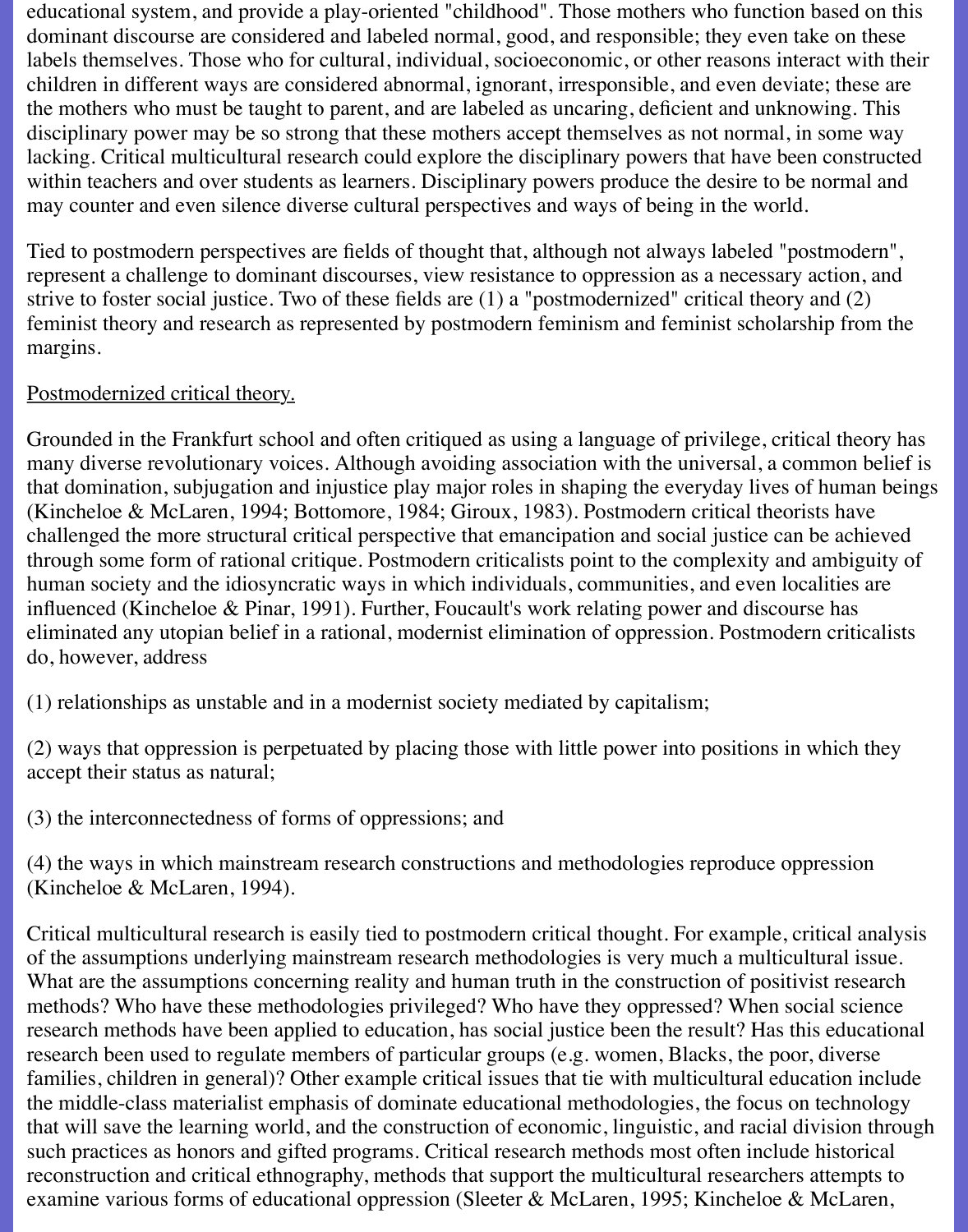educational system, and provide a play-oriented "childhood". Those mothers who function based on this dominant discourse are considered and labeled normal, good, and responsible; they even take on these labels themselves. Those who for cultural, individual, socioeconomic, or other reasons interact with their children in different ways are considered abnormal, ignorant, irresponsible, and even deviate; these are the mothers who must be taught to parent, and are labeled as uncaring, deficient and unknowing. This disciplinary power may be so strong that these mothers accept themselves as not normal, in some way lacking. Critical multicultural research could explore the disciplinary powers that have been constructed within teachers and over students as learners. Disciplinary powers produce the desire to be normal and may counter and even silence diverse cultural perspectives and ways of being in the world.

Tied to postmodern perspectives are fields of thought that, although not always labeled "postmodern", represent a challenge to dominant discourses, view resistance to oppression as a necessary action, and strive to foster social justice. Two of these fields are (1) a "postmodernized" critical theory and (2) feminist theory and research as represented by postmodern feminism and feminist scholarship from the margins.

<u>Postmodernized critical theory.</u>

Grounded in the Frankfurt school and often critiqued as using a language of privilege, critical theory has many diverse revolutionary voices. Although avoiding association with the universal, a common belief is that domination, subjugation and injustice play major roles in shaping the everyday lives of human beings (Kincheloe & McLaren, 1994; Bottomore, 1984; Giroux, 1983). Postmodern critical theorists have challenged the more structural critical perspective that emancipation and social justice can be achieved through some form of rational critique. Postmodern criticalists point to the complexity and ambiguity of human society and the idiosyncratic ways in which individuals, communities, and even localities are influenced (Kincheloe & Pinar, 1991). Further, Foucault's work relating power and discourse has eliminated any utopian belief in a rational, modernist elimination of oppression. Postmodern criticalists do, however, address

(1) relationships as unstable and in a modernist society mediated by capitalism;

(2) ways that oppression is perpetuated by placing those with little power into positions in which they accept their status as natural;

(3) the interconnectedness of forms of oppressions; and

(4) the ways in which mainstream research constructions and methodologies reproduce oppression (Kincheloe & McLaren, 1994).

Critical multicultural research is easily tied to postmodern critical thought. For example, critical analysis of the assumptions underlying mainstream research methodologies is very much a multicultural issue. What are the assumptions concerning reality and human truth in the construction of positivist research methods? Who have these methodologies privileged? Who have they oppressed? When social science research methods have been applied to education, has social justice been the result? Has this educational research been used to regulate members of particular groups (e.g. women, Blacks, the poor, diverse families, children in general)? Other example critical issues that tie with multicultural education include the middle-class materialist emphasis of dominate educational methodologies, the focus on technology that will save the learning world, and the construction of economic, linguistic, and racial division through such practices as honors and gifted programs. Critical research methods most often include historical reconstruction and critical ethnography, methods that support the multicultural researchers attempts to examine various forms of educational oppression (Sleeter & McLaren, 1995; Kincheloe & McLaren,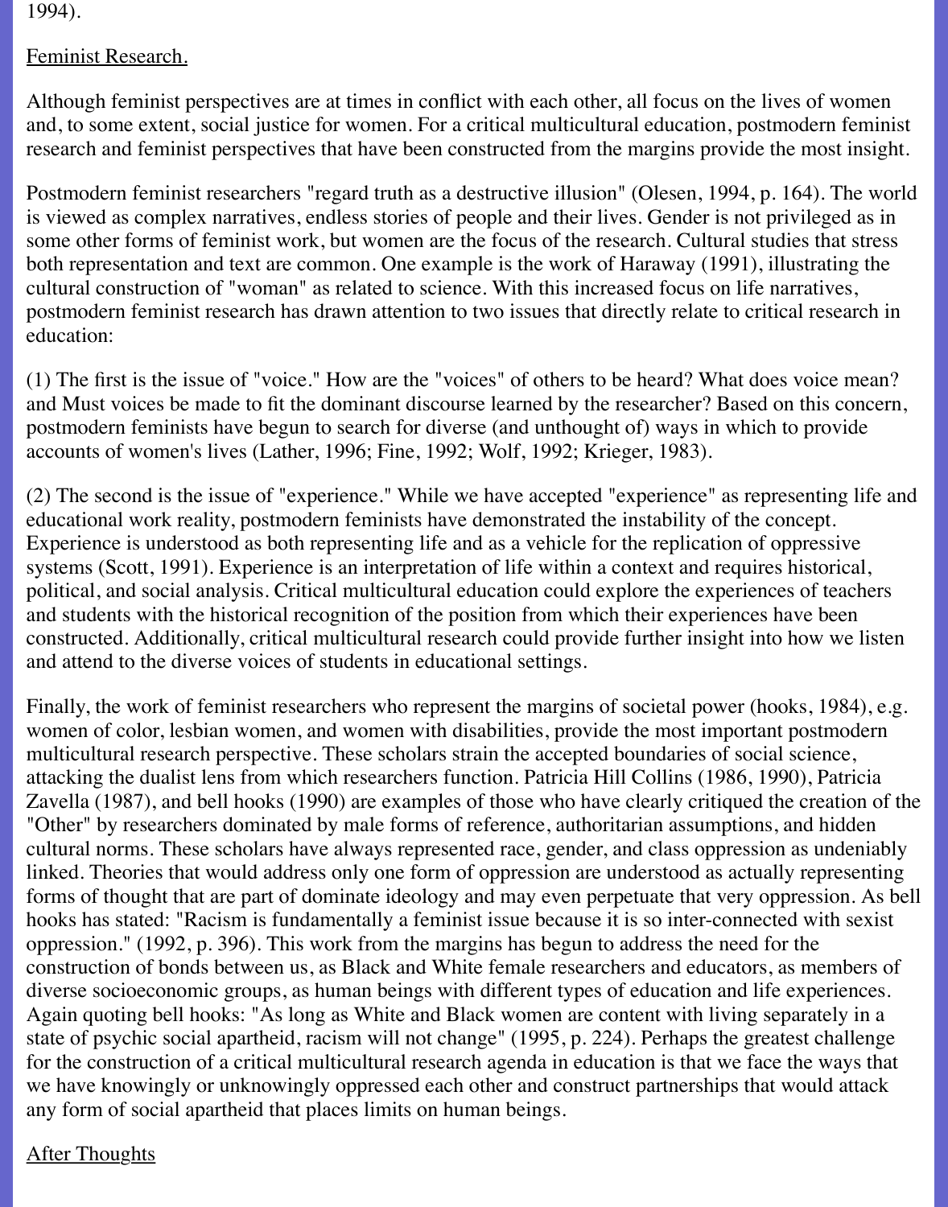1994).

Feminist Research.

Although feminist perspectives are at times in conflict with each other, all focus on the lives of women and, to some extent, social justice for women. For a critical multicultural education, postmodern feminist research and feminist perspectives that have been constructed from the margins provide the most insight.

Postmodern feminist researchers "regard truth as a destructive illusion" (Olesen, 1994, p. 164). The world is viewed as complex narratives, endless stories of people and their lives. Gender is not privileged as in some other forms of feminist work, but women are the focus of the research. Cultural studies that stress both representation and text are common. One example is the work of Haraway (1991), illustrating the cultural construction of "woman" as related to science. With this increased focus on life narratives, postmodern feminist research has drawn attention to two issues that directly relate to critical research in education:

(1) The first is the issue of "voice." How are the "voices" of others to be heard? What does voice mean? and Must voices be made to fit the dominant discourse learned by the researcher? Based on this concern, postmodern feminists have begun to search for diverse (and unthought of) ways in which to provide accounts of women's lives (Lather, 1996; Fine, 1992; Wolf, 1992; Krieger, 1983).

(2) The second is the issue of "experience." While we have accepted "experience" as representing life and educational work reality, postmodern feminists have demonstrated the instability of the concept. Experience is understood as both representing life and as a vehicle for the replication of oppressive systems (Scott, 1991). Experience is an interpretation of life within a context and requires historical, political, and social analysis. Critical multicultural education could explore the experiences of teachers and students with the historical recognition of the position from which their experiences have been constructed. Additionally, critical multicultural research could provide further insight into how we listen and attend to the diverse voices of students in educational settings.

Finally, the work of feminist researchers who represent the margins of societal power (hooks, 1984), e.g. women of color, lesbian women, and women with disabilities, provide the most important postmodern multicultural research perspective. These scholars strain the accepted boundaries of social science, attacking the dualist lens from which researchers function. Patricia Hill Collins (1986, 1990), Patricia Zavella (1987), and bell hooks (1990) are examples of those who have clearly critiqued the creation of the "Other" by researchers dominated by male forms of reference, authoritarian assumptions, and hidden cultural norms. These scholars have always represented race, gender, and class oppression as undeniably linked. Theories that would address only one form of oppression are understood as actually representing forms of thought that are part of dominate ideology and may even perpetuate that very oppression. As bell hooks has stated: "Racism is fundamentally a feminist issue because it is so inter-connected with sexist oppression." (1992, p. 396). This work from the margins has begun to address the need for the construction of bonds between us, as Black and White female researchers and educators, as members of diverse socioeconomic groups, as human beings with different types of education and life experiences. Again quoting bell hooks: "As long as White and Black women are content with living separately in a state of psychic social apartheid, racism will not change" (1995, p. 224). Perhaps the greatest challenge for the construction of a critical multicultural research agenda in education is that we face the ways that we have knowingly or unknowingly oppressed each other and construct partnerships that would attack any form of social apartheid that places limits on human beings.

After Thoughts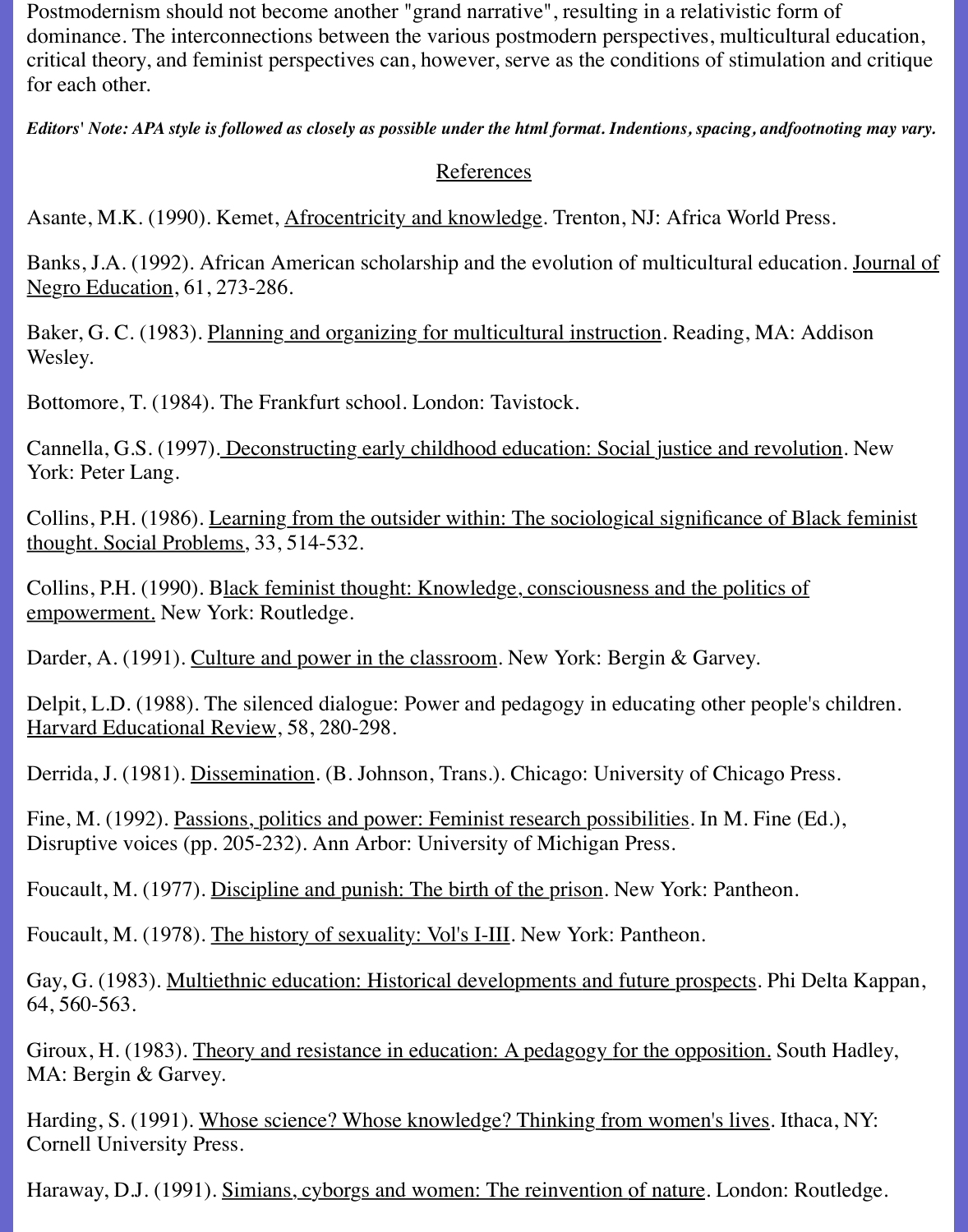Postmodernism should not become another "grand narrative", resulting in a relativistic form of dominance. The interconnections between the various postmodern perspectives, multicultural education, critical theory, and feminist perspectives can, however, serve as the conditions of stimulation and critique for each other.

***Editors' Note: APA style is followed as closely as possible under the html format. Indentions, spacing, andfootnoting may vary.***

## References

Asante, M.K. (1990). Kemet, Afrocentricity and knowledge. Trenton, NJ: Africa World Press.

Banks, J.A. (1992). African American scholarship and the evolution of multicultural education. Journal of Negro Education, 61, 273-286.

Baker, G. C. (1983). Planning and organizing for multicultural instruction. Reading, MA: Addison Wesley.

Bottomore, T. (1984). The Frankfurt school. London: Tavistock.

Cannella, G.S. (1997). Deconstructing early childhood education: Social justice and revolution. New York: Peter Lang.

Collins, P.H. (1986). Learning from the outsider within: The sociological significance of Black feminist thought. Social Problems, 33, 514-532.

Collins, P.H. (1990). Black feminist thought: Knowledge, consciousness and the politics of empowerment. New York: Routledge.

Darder, A. (1991). Culture and power in the classroom. New York: Bergin & Garvey.

Delpit, L.D. (1988). The silenced dialogue: Power and pedagogy in educating other people's children. Harvard Educational Review, 58, 280-298.

Derrida, J. (1981). Dissemination. (B. Johnson, Trans.). Chicago: University of Chicago Press.

Fine, M. (1992). Passions, politics and power: Feminist research possibilities. In M. Fine (Ed.), Disruptive voices (pp. 205-232). Ann Arbor: University of Michigan Press.

Foucault, M. (1977). Discipline and punish: The birth of the prison. New York: Pantheon.

Foucault, M. (1978). The history of sexuality: Vol's I-III. New York: Pantheon.

Gay, G. (1983). Multiethnic education: Historical developments and future prospects. Phi Delta Kappan, 64, 560-563.

Giroux, H. (1983). Theory and resistance in education: A pedagogy for the opposition. South Hadley, MA: Bergin & Garvey.

Harding, S. (1991). Whose science? Whose knowledge? Thinking from women's lives. Ithaca, NY: Cornell University Press.

Haraway, D.J. (1991). Simians, cyborgs and women: The reinvention of nature. London: Routledge.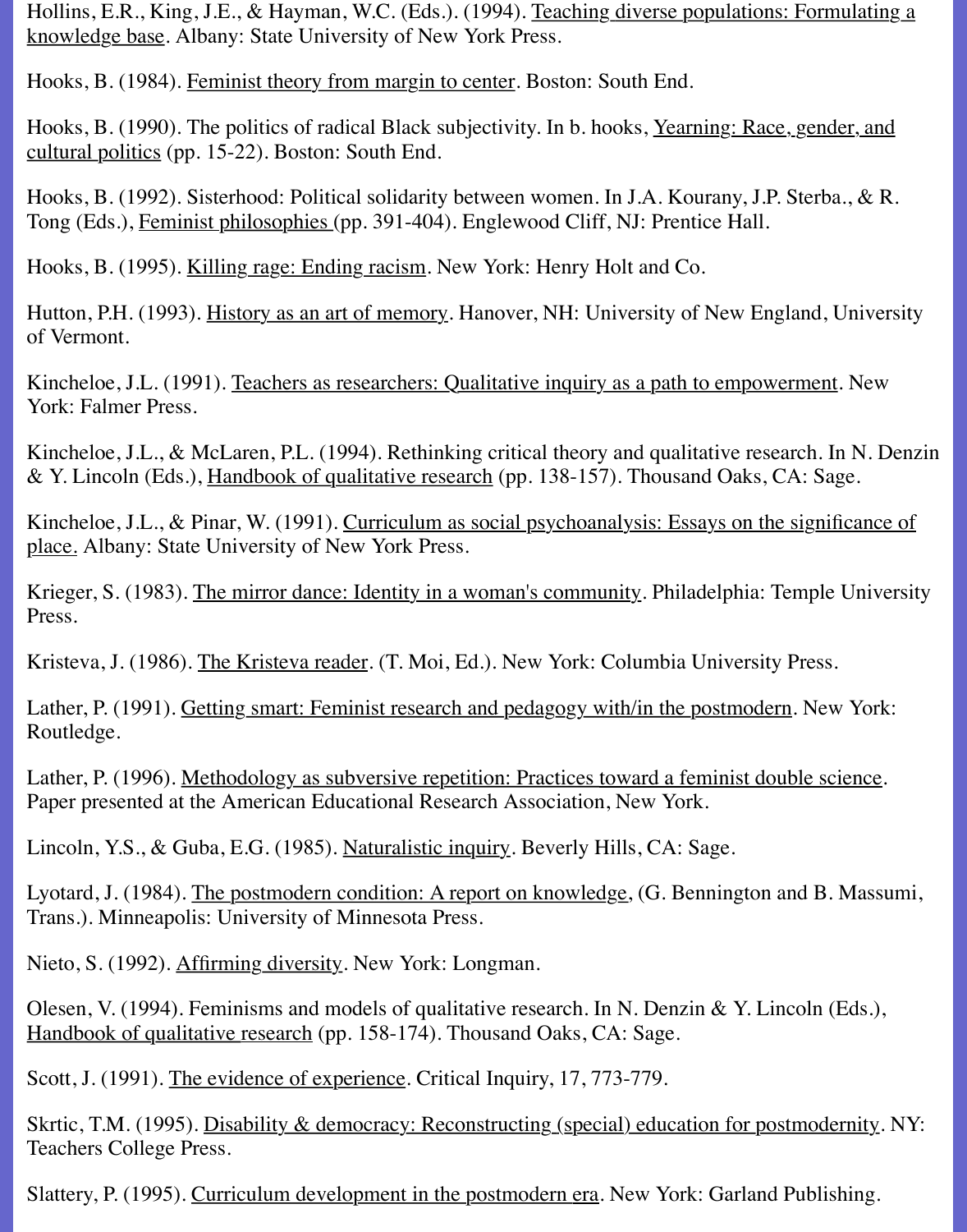Hollins, E.R., King, J.E., & Hayman, W.C. (Eds.). (1994). Teaching diverse populations: Formulating a knowledge base. Albany: State University of New York Press.

Hooks, B. (1984). Feminist theory from margin to center. Boston: South End.

Hooks, B. (1990). The politics of radical Black subjectivity. In b. hooks, Yearning: Race, gender, and cultural politics (pp. 15-22). Boston: South End.

Hooks, B. (1992). Sisterhood: Political solidarity between women. In J.A. Kourany, J.P. Sterba., & R. Tong (Eds.), Feminist philosophies (pp. 391-404). Englewood Cliff, NJ: Prentice Hall.

Hooks, B. (1995). Killing rage: Ending racism. New York: Henry Holt and Co.

Hutton, P.H. (1993). History as an art of memory. Hanover, NH: University of New England, University of Vermont.

Kincheloe, J.L. (1991). Teachers as researchers: Qualitative inquiry as a path to empowerment. New York: Falmer Press.

Kincheloe, J.L., & McLaren, P.L. (1994). Rethinking critical theory and qualitative research. In N. Denzin & Y. Lincoln (Eds.), Handbook of qualitative research (pp. 138-157). Thousand Oaks, CA: Sage.

Kincheloe, J.L., & Pinar, W. (1991). Curriculum as social psychoanalysis: Essays on the significance of place. Albany: State University of New York Press.

Krieger, S. (1983). The mirror dance: Identity in a woman's community. Philadelphia: Temple University Press.

Kristeva, J. (1986). The Kristeva reader. (T. Moi, Ed.). New York: Columbia University Press.

Lather, P. (1991). Getting smart: Feminist research and pedagogy with/in the postmodern. New York: Routledge.

Lather, P. (1996). Methodology as subversive repetition: Practices toward a feminist double science. Paper presented at the American Educational Research Association, New York.

Lincoln, Y.S., & Guba, E.G. (1985). Naturalistic inquiry. Beverly Hills, CA: Sage.

Lyotard, J. (1984). The postmodern condition: A report on knowledge, (G. Bennington and B. Massumi, Trans.). Minneapolis: University of Minnesota Press.

Nieto, S. (1992). Affirming diversity. New York: Longman.

Olesen, V. (1994). Feminisms and models of qualitative research. In N. Denzin & Y. Lincoln (Eds.), Handbook of qualitative research (pp. 158-174). Thousand Oaks, CA: Sage.

Scott, J. (1991). The evidence of experience. Critical Inquiry, 17, 773-779.

Skrtic, T.M. (1995). Disability & democracy: Reconstructing (special) education for postmodernity. NY: Teachers College Press.

Slattery, P. (1995). Curriculum development in the postmodern era. New York: Garland Publishing.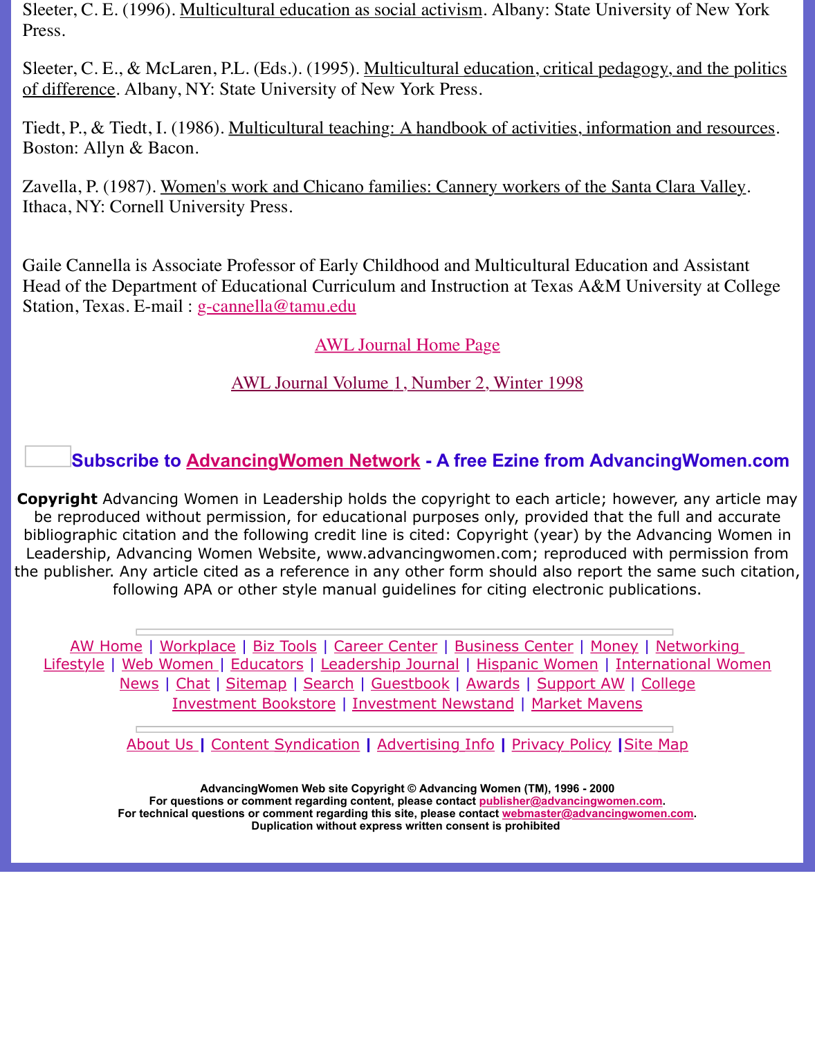Sleeter, C. E. (1996). Multicultural education as social activism. Albany: State University of New York Press.

Sleeter, C. E., & McLaren, P.L. (Eds.). (1995). Multicultural education, critical pedagogy, and the politics of difference. Albany, NY: State University of New York Press.

Tiedt, P., & Tiedt, I. (1986). Multicultural teaching: A handbook of activities, information and resources. Boston: Allyn & Bacon.

Zavella, P. (1987). Women's work and Chicano families: Cannery workers of the Santa Clara Valley. Ithaca, NY: Cornell University Press.

Gaile Cannella is Associate Professor of Early Childhood and Multicultural Education and Assistant Head of the Department of Educational Curriculum and Instruction at Texas A&M University at College Station, Texas. E-mail : g-cannella@tamu.edu

AWL Journal Home Page

AWL Journal Volume 1, Number 2, Winter 1998

**Subscribe to AdvancingWomen Network - A free Ezine from AdvancingWomen.com**

**Copyright** Advancing Women in Leadership holds the copyright to each article; however, any article may be reproduced without permission, for educational purposes only, provided that the full and accurate bibliographic citation and the following credit line is cited: Copyright (year) by the Advancing Women in Leadership, Advancing Women Website, www.advancingwomen.com; reproduced with permission from the publisher. Any article cited as a reference in any other form should also report the same such citation, following APA or other style manual guidelines for citing electronic publications.

AW Home | Workplace | Biz Tools | Career Center | Business Center | Money | Networking Lifestyle | Web Women | Educators | Leadership Journal | Hispanic Women | International Women News | Chat | Sitemap | Search | Guestbook | Awards | Support AW | College Investment Bookstore | Investment Newstand | Market Mavens

About Us | Content Syndication | Advertising Info | Privacy Policy | Site Map

**AdvancingWomen Web site Copyright © Advancing Women (TM), 1996 - 2000**
**For questions or comment regarding content, please contact publisher@advancingwomen.com.**
**For technical questions or comment regarding this site, please contact webmaster@advancingwomen.com.**
**Duplication without express written consent is prohibited**